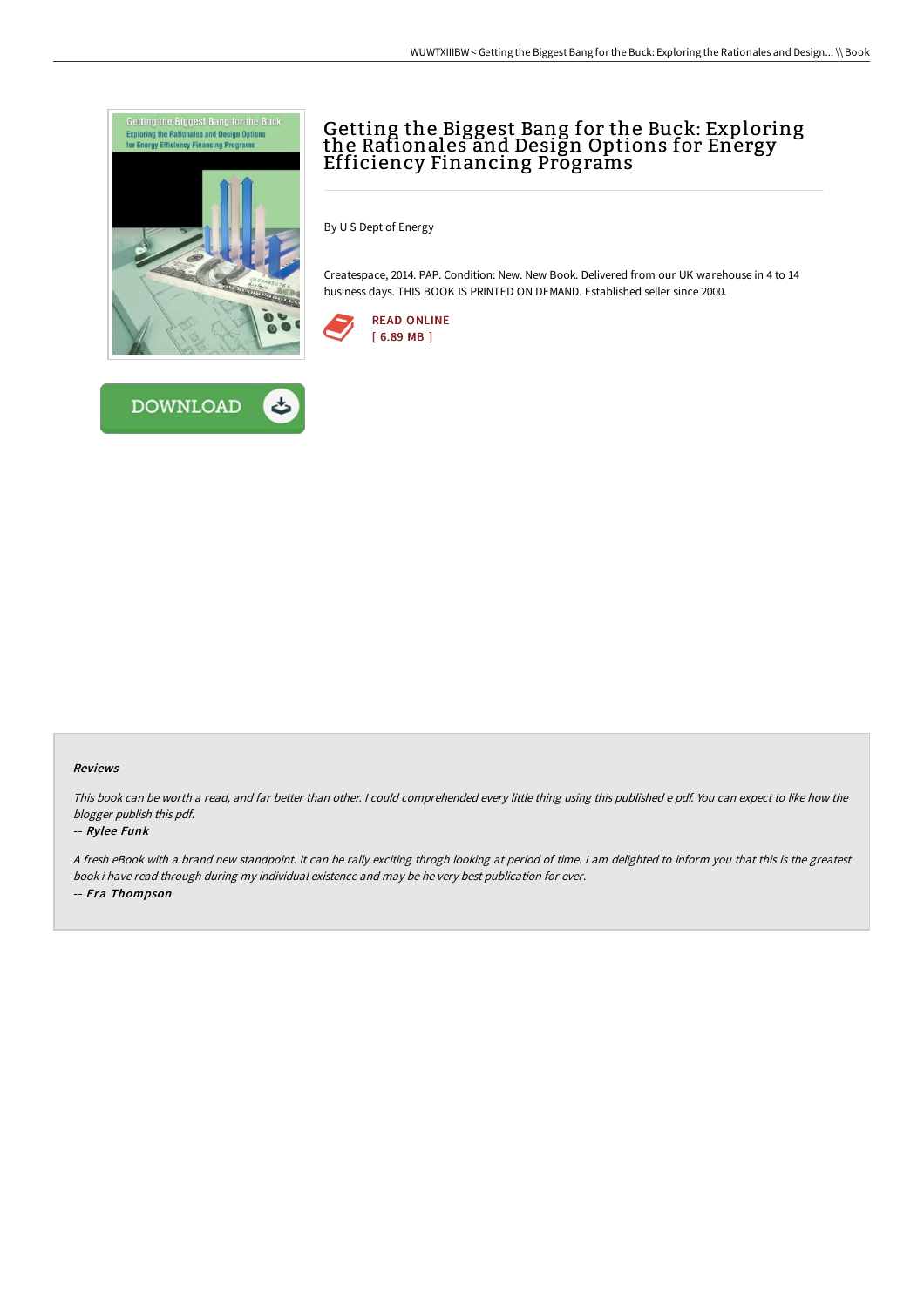# Getting the Biggest Bang for the Buck: Exploring the Rationales and Design Options for Energy Efficiency Financing Programs

By U S Dept of Energy

Createspace, 2014. PAP. Condition: New. New Book. Delivered from our UK warehouse in 4 to 14 business days. THIS BOOK IS PRINTED ON DEMAND. Established seller since 2000.

READ ONLINE
[ 6.89 MB ]

DOWNLOAD

### Reviews

*This book can be worth a read, and far better than other. I could comprehended every little thing using this published e pdf. You can expect to like how the blogger publish this pdf.*

-- ***Rylee Funk***

*A fresh eBook with a brand new standpoint. It can be rally exciting throgh looking at period of time. I am delighted to inform you that this is the greatest book i have read through during my individual existence and may be he very best publication for ever.*

-- ***Era Thompson***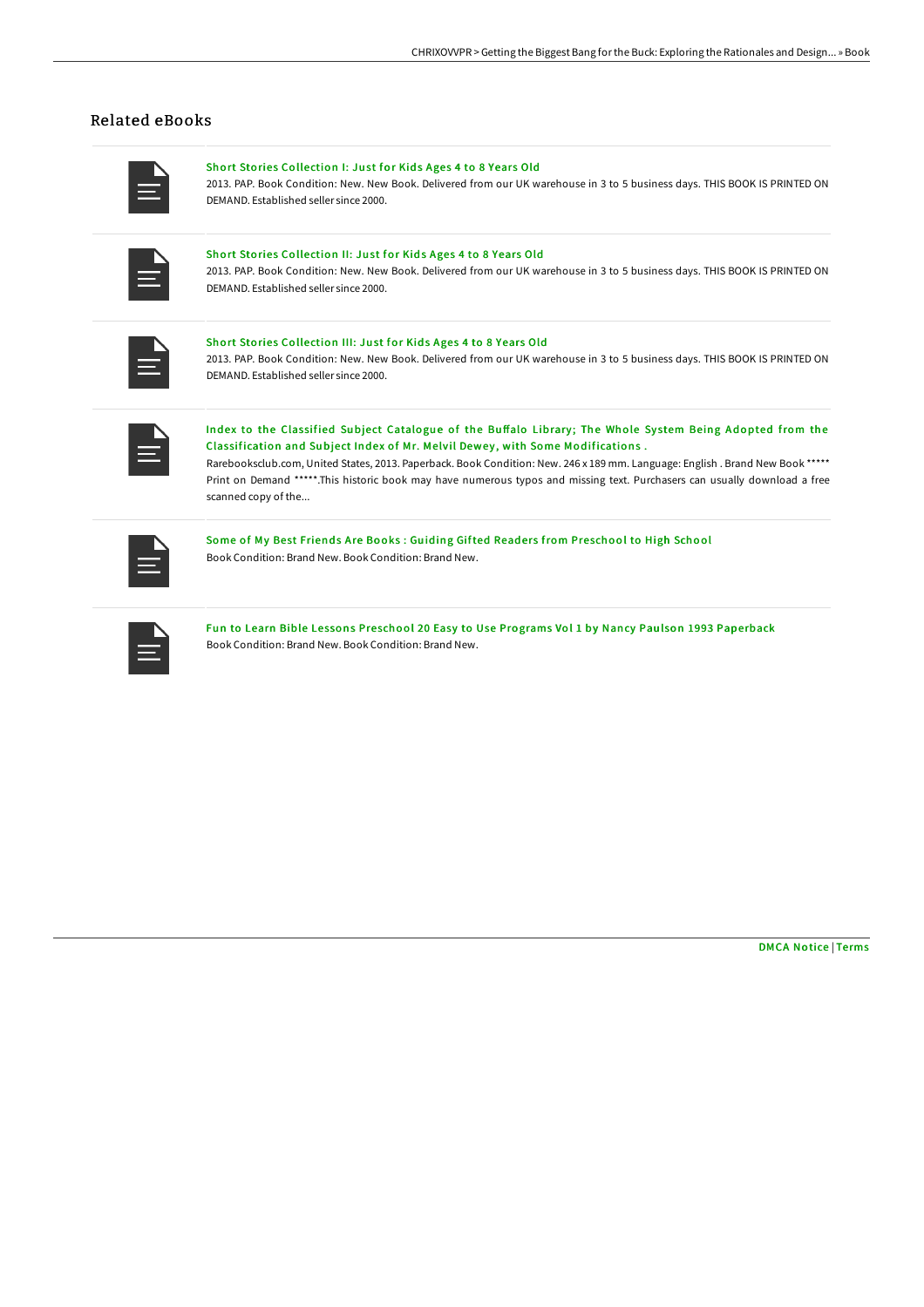## Related eBooks

**Short Stories Collection I: Just for Kids Ages 4 to 8 Years Old**

2013. PAP. Book Condition: New. New Book. Delivered from our UK warehouse in 3 to 5 business days. THIS BOOK IS PRINTED ON DEMAND. Established seller since 2000.

**Short Stories Collection II: Just for Kids Ages 4 to 8 Years Old**

2013. PAP. Book Condition: New. New Book. Delivered from our UK warehouse in 3 to 5 business days. THIS BOOK IS PRINTED ON DEMAND. Established seller since 2000.

**Short Stories Collection III: Just for Kids Ages 4 to 8 Years Old**

2013. PAP. Book Condition: New. New Book. Delivered from our UK warehouse in 3 to 5 business days. THIS BOOK IS PRINTED ON DEMAND. Established seller since 2000.

**Index to the Classified Subject Catalogue of the Buffalo Library; The Whole System Being Adopted from the Classification and Subject Index of Mr. Melvil Dewey, with Some Modifications .**

Rarebooksclub.com, United States, 2013. Paperback. Book Condition: New. 246 x 189 mm. Language: English . Brand New Book ***** Print on Demand *****.This historic book may have numerous typos and missing text. Purchasers can usually download a free scanned copy of the...

**Some of My Best Friends Are Books : Guiding Gifted Readers from Preschool to High School**

Book Condition: Brand New. Book Condition: Brand New.

**Fun to Learn Bible Lessons Preschool 20 Easy to Use Programs Vol 1 by Nancy Paulson 1993 Paperback**

Book Condition: Brand New. Book Condition: Brand New.

DMCA Notice | Terms